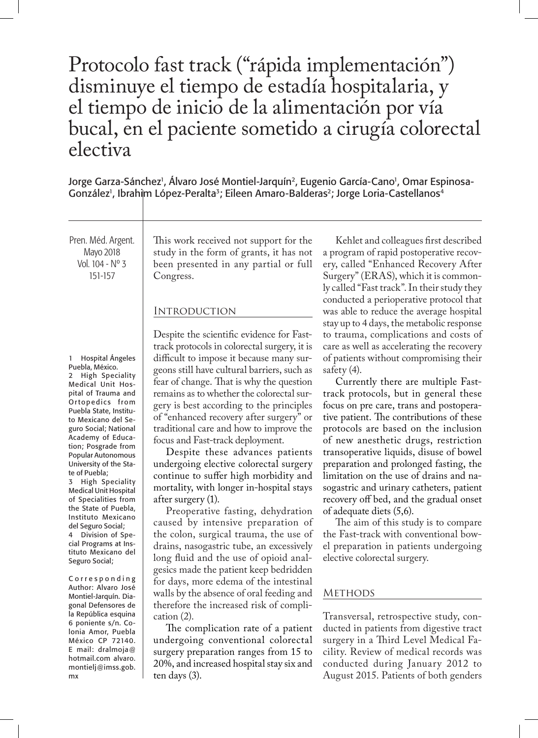# Protocolo fast track ("rápida implementación") disminuye el tiempo de estadía hospitalaria, y el tiempo de inicio de la alimentación por vía bucal, en el paciente sometido a cirugía colorectal electiva

Jorge Garza-Sánchez[1], Álvaro José Montiel-Jarquín[2], Eugenio García-Cano[1], Omar Espinosa-González[1], Ibrahim López-Peralta[3]; Eileen Amaro-Balderas[2]; Jorge Loria-Castellanos[4]

1 Hospital Ángeles Puebla, México.
2 High Speciality Medical Unit Hospital of Trauma and Ortopedics from Puebla State, Instituto Mexicano del Seguro Social; National Academy of Education; Posgrade from Popular Autonomous University of the State of Puebla;
3 High Speciality Medical Unit Hospital of Specialities from the State of Puebla, Instituto Mexicano del Seguro Social;
4 Division of Special Programs at Instituto Mexicano del Seguro Social;

Corresponding Author: Alvaro José Montiel-Jarquín. Diagonal Defensores de la República esquina 6 poniente s/n. Colonia Amor, Puebla México CP 72140. E mail: dralmoja@hotmail.com alvaro.montielj@imss.gob.mx

This work received not support for the study in the form of grants, it has not been presented in any partial or full Congress.

## Introduction

Despite the scientific evidence for Fast-track protocols in colorectal surgery, it is difficult to impose it because many surgeons still have cultural barriers, such as fear of change. That is why the question remains as to whether the colorectal surgery is best according to the principles of "enhanced recovery after surgery" or traditional care and how to improve the focus and Fast-track deployment.

Despite these advances patients undergoing elective colorectal surgery continue to suffer high morbidity and mortality, with longer in-hospital stays after surgery (1).

Preoperative fasting, dehydration caused by intensive preparation of the colon, surgical trauma, the use of drains, nasogastric tube, an excessively long fluid and the use of opioid analgesics made the patient keep bedridden for days, more edema of the intestinal walls by the absence of oral feeding and therefore the increased risk of complication (2).

The complication rate of a patient undergoing conventional colorectal surgery preparation ranges from 15 to 20%, and increased hospital stay six and ten days (3).

Kehlet and colleagues first described a program of rapid postoperative recovery, called "Enhanced Recovery After Surgery" (ERAS), which it is commonly called "Fast track". In their study they conducted a perioperative protocol that was able to reduce the average hospital stay up to 4 days, the metabolic response to trauma, complications and costs of care as well as accelerating the recovery of patients without compromising their safety (4).

Currently there are multiple Fast-track protocols, but in general these focus on pre care, trans and postoperative patient. The contributions of these protocols are based on the inclusion of new anesthetic drugs, restriction transoperative liquids, disuse of bowel preparation and prolonged fasting, the limitation on the use of drains and nasogastric and urinary catheters, patient recovery off bed, and the gradual onset of adequate diets (5,6).

The aim of this study is to compare the Fast-track with conventional bowel preparation in patients undergoing elective colorectal surgery.

## Methods

Transversal, retrospective study, conducted in patients from digestive tract surgery in a Third Level Medical Facility. Review of medical records was conducted during January 2012 to August 2015. Patients of both genders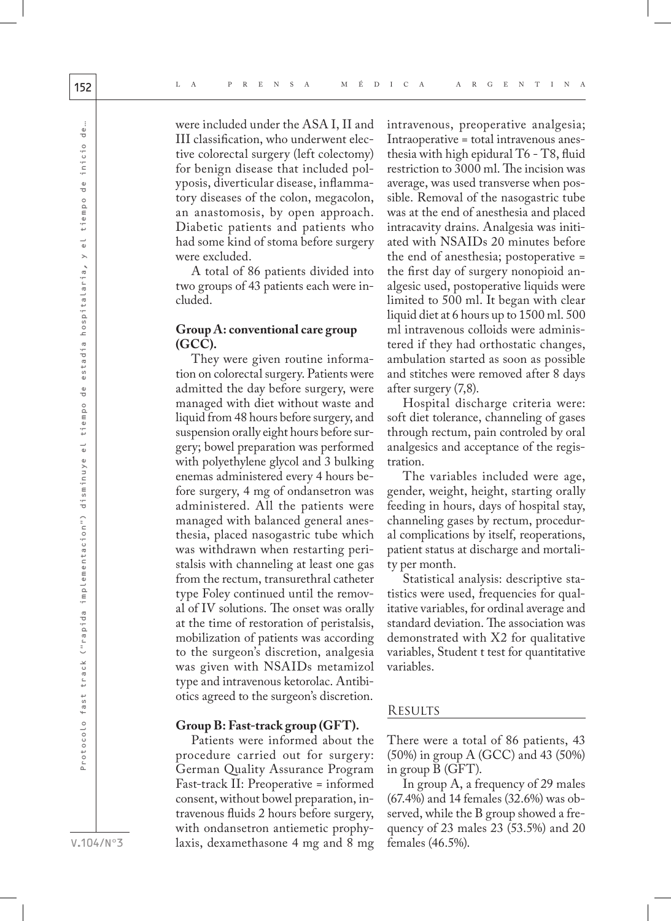were included under the ASA I, II and III classification, who underwent elective colorectal surgery (left colectomy) for benign disease that included polyposis, diverticular disease, inflammatory diseases of the colon, megacolon, an anastomosis, by open approach. Diabetic patients and patients who had some kind of stoma before surgery were excluded.

A total of 86 patients divided into two groups of 43 patients each were included.

**Group A: conventional care group (GCC).**

They were given routine information on colorectal surgery. Patients were admitted the day before surgery, were managed with diet without waste and liquid from 48 hours before surgery, and suspension orally eight hours before surgery; bowel preparation was performed with polyethylene glycol and 3 bulking enemas administered every 4 hours before surgery, 4 mg of ondansetron was administered. All the patients were managed with balanced general anesthesia, placed nasogastric tube which was withdrawn when restarting peristalsis with channeling at least one gas from the rectum, transurethral catheter type Foley continued until the removal of IV solutions. The onset was orally at the time of restoration of peristalsis, mobilization of patients was according to the surgeon's discretion, analgesia was given with NSAIDs metamizol type and intravenous ketorolac. Antibiotics agreed to the surgeon's discretion.

**Group B: Fast-track group (GFT).**

Patients were informed about the procedure carried out for surgery: German Quality Assurance Program Fast-track II: Preoperative = informed consent, without bowel preparation, intravenous fluids 2 hours before surgery, with ondansetron antiemetic prophylaxis, dexamethasone 4 mg and 8 mg intravenous, preoperative analgesia; Intraoperative = total intravenous anesthesia with high epidural T6 - T8, fluid restriction to 3000 ml. The incision was average, was used transverse when possible. Removal of the nasogastric tube was at the end of anesthesia and placed intracavity drains. Analgesia was initiated with NSAIDs 20 minutes before the end of anesthesia; postoperative = the first day of surgery nonopioid analgesic used, postoperative liquids were limited to 500 ml. It began with clear liquid diet at 6 hours up to 1500 ml. 500 ml intravenous colloids were administered if they had orthostatic changes, ambulation started as soon as possible and stitches were removed after 8 days after surgery (7,8).

Hospital discharge criteria were: soft diet tolerance, channeling of gases through rectum, pain controled by oral analgesics and acceptance of the registration.

The variables included were age, gender, weight, height, starting orally feeding in hours, days of hospital stay, channeling gases by rectum, procedural complications by itself, reoperations, patient status at discharge and mortality per month.

Statistical analysis: descriptive statistics were used, frequencies for qualitative variables, for ordinal average and standard deviation. The association was demonstrated with X2 for qualitative variables, Student t test for quantitative variables.

## Results

There were a total of 86 patients, 43 (50%) in group A (GCC) and 43 (50%) in group B (GFT).

In group A, a frequency of 29 males (67.4%) and 14 females (32.6%) was observed, while the B group showed a frequency of 23 males 23 (53.5%) and 20 females (46.5%).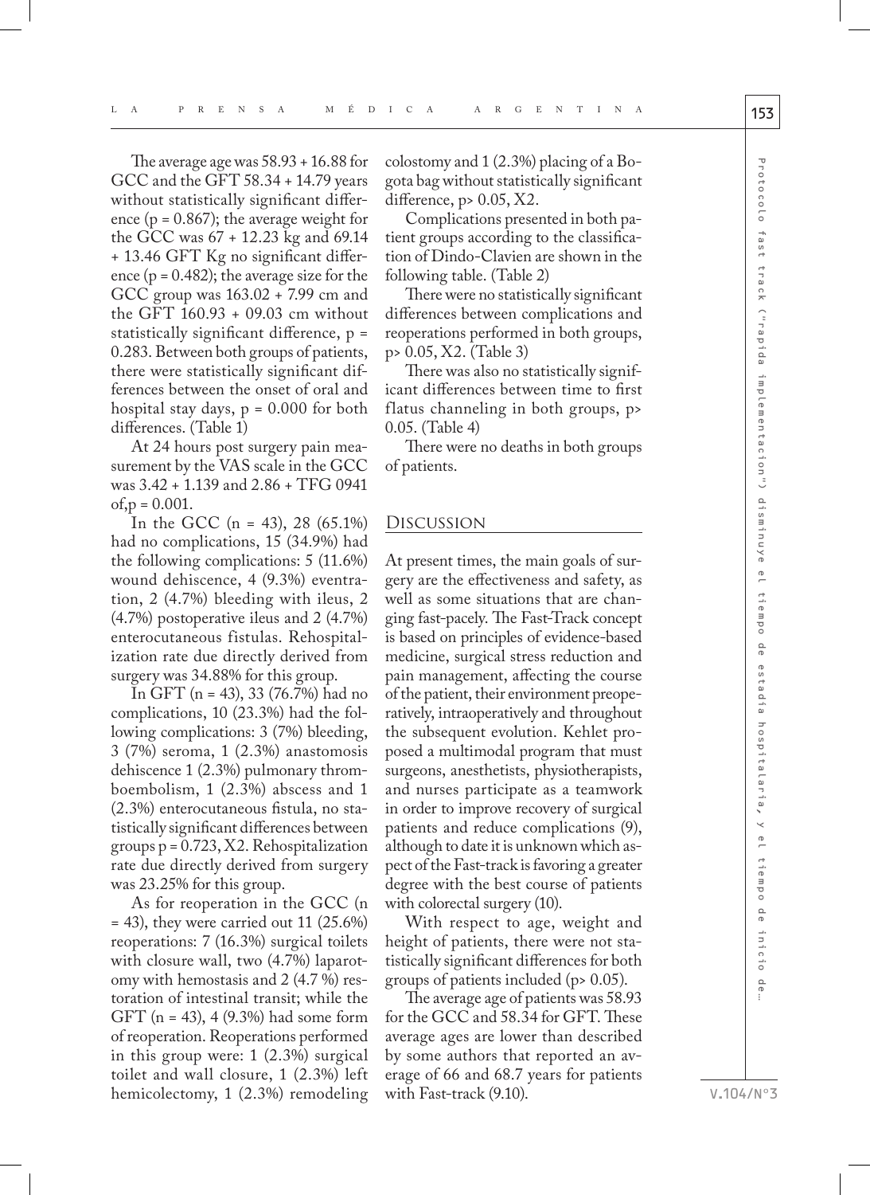The average age was 58.93 + 16.88 for GCC and the GFT 58.34 + 14.79 years without statistically significant difference ($p = 0.867$); the average weight for the GCC was 67 + 12.23 kg and 69.14 + 13.46 GFT Kg no significant difference ($p = 0.482$); the average size for the GCC group was 163.02 + 7.99 cm and the GFT 160.93 + 09.03 cm without statistically significant difference, $p = 0.283$. Between both groups of patients, there were statistically significant differences between the onset of oral and hospital stay days, $p = 0.000$ for both differences. (Table 1)

At 24 hours post surgery pain measurement by the VAS scale in the GCC was 3.42 + 1.139 and 2.86 + TFG 0941 of,$p = 0.001$.

In the GCC (n = 43), 28 (65.1%) had no complications, 15 (34.9%) had the following complications: 5 (11.6%) wound dehiscence, 4 (9.3%) eventration, 2 (4.7%) bleeding with ileus, 2 (4.7%) postoperative ileus and 2 (4.7%) enterocutaneous fistulas. Rehospitalization rate due directly derived from surgery was 34.88% for this group.

In GFT (n = 43), 33 (76.7%) had no complications, 10 (23.3%) had the following complications: 3 (7%) bleeding, 3 (7%) seroma, 1 (2.3%) anastomosis dehiscence 1 (2.3%) pulmonary thromboembolism, 1 (2.3%) abscess and 1 (2.3%) enterocutaneous fistula, no statistically significant differences between groups $p = 0.723$, $X2$. Rehospitalization rate due directly derived from surgery was 23.25% for this group.

As for reoperation in the GCC (n = 43), they were carried out 11 (25.6%) reoperations: 7 (16.3%) surgical toilets with closure wall, two (4.7%) laparotomy with hemostasis and 2 (4.7 %) restoration of intestinal transit; while the GFT (n = 43), 4 (9.3%) had some form of reoperation. Reoperations performed in this group were: 1 (2.3%) surgical toilet and wall closure, 1 (2.3%) left hemicolectomy, 1 (2.3%) remodeling colostomy and 1 (2.3%) placing of a Bogota bag without statistically significant difference, $p > 0.05$, $X2$.

Complications presented in both patient groups according to the classification of Dindo-Clavien are shown in the following table. (Table 2)

There were no statistically significant differences between complications and reoperations performed in both groups, $p > 0.05$, $X2$. (Table 3)

There was also no statistically significant differences between time to first flatus channeling in both groups, $p > 0.05$. (Table 4)

There were no deaths in both groups of patients.

## Discussion

At present times, the main goals of surgery are the effectiveness and safety, as well as some situations that are changing fast-pacely. The Fast-Track concept is based on principles of evidence-based medicine, surgical stress reduction and pain management, affecting the course of the patient, their environment preoperatively, intraoperatively and throughout the subsequent evolution. Kehlet proposed a multimodal program that must surgeons, anesthetists, physiotherapists, and nurses participate as a teamwork in order to improve recovery of surgical patients and reduce complications (9), although to date it is unknown which aspect of the Fast-track is favoring a greater degree with the best course of patients with colorectal surgery (10).

With respect to age, weight and height of patients, there were not statistically significant differences for both groups of patients included ($p > 0.05$).

The average age of patients was 58.93 for the GCC and 58.34 for GFT. These average ages are lower than described by some authors that reported an average of 66 and 68.7 years for patients with Fast-track (9.10).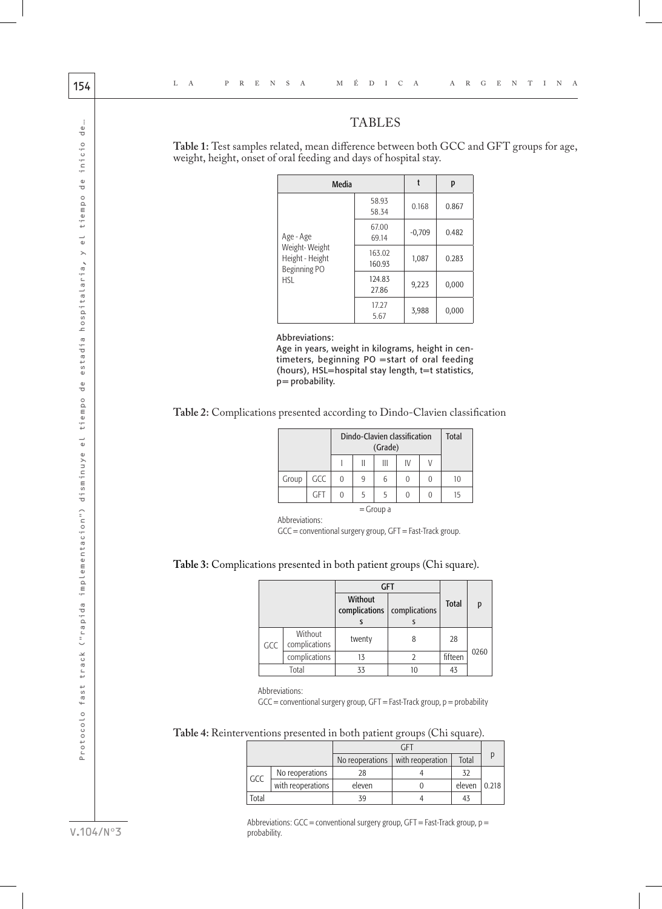# TABLES

**Table 1:** Test samples related, mean difference between both GCC and GFT groups for age, weight, height, onset of oral feeding and days of hospital stay.

| Media | | t | p |
|---|---|---|---|
| Age - Age<br>Weight- Weight<br>Height - Height<br>Beginning PO<br>HSL | 58.93<br>58.34 | 0.168 | 0.867 |
| | 67.00<br>69.14 | -0,709 | 0.482 |
| | 163.02<br>160.93 | 1,087 | 0.283 |
| | 124.83<br>27.86 | 9,223 | 0,000 |
| | 17.27<br>5.67 | 3,988 | 0,000 |

Abbreviations:
Age in years, weight in kilograms, height in centimeters, beginning PO =start of oral feeding (hours), HSL=hospital stay length, t=t statistics, p= probability.

**Table 2:** Complications presented according to Dindo-Clavien classification

| | | Dindo-Clavien classification (Grade) | | | | | Total |
|---|---|---|---|---|---|---|---|
| | | I | II | III | IV | V | |
| Group | GCC | 0 | 9 | 6 | 0 | 0 | 10 |
| | GFT | 0 | 5 | 5 | 0 | 0 | 15 |

= Group a

Abbreviations:
GCC = conventional surgery group, GFT = Fast-Track group.

**Table 3:** Complications presented in both patient groups (Chi square).

| | | GFT | | Total | p |
|---|---|---|---|---|---|
| | | Without complications s | complications s | | |
| GCC | Without complications | twenty | 8 | 28 | 0260 |
| | complications | 13 | 2 | fifteen | |
| Total | | 33 | 10 | 43 | |

Abbreviations:
GCC = conventional surgery group, GFT = Fast-Track group, p = probability

**Table 4:** Reinterventions presented in both patient groups (Chi square).

| | | GFT | | | p |
|---|---|---|---|---|---|
| | | No reoperations | with reoperation | Total | |
| GCC | No reoperations | 28 | 4 | 32 | 0.218 |
| | with reoperations | eleven | 0 | eleven | |
| Total | | 39 | 4 | 43 | |

Abbreviations: GCC = conventional surgery group, GFT = Fast-Track group, p = probability.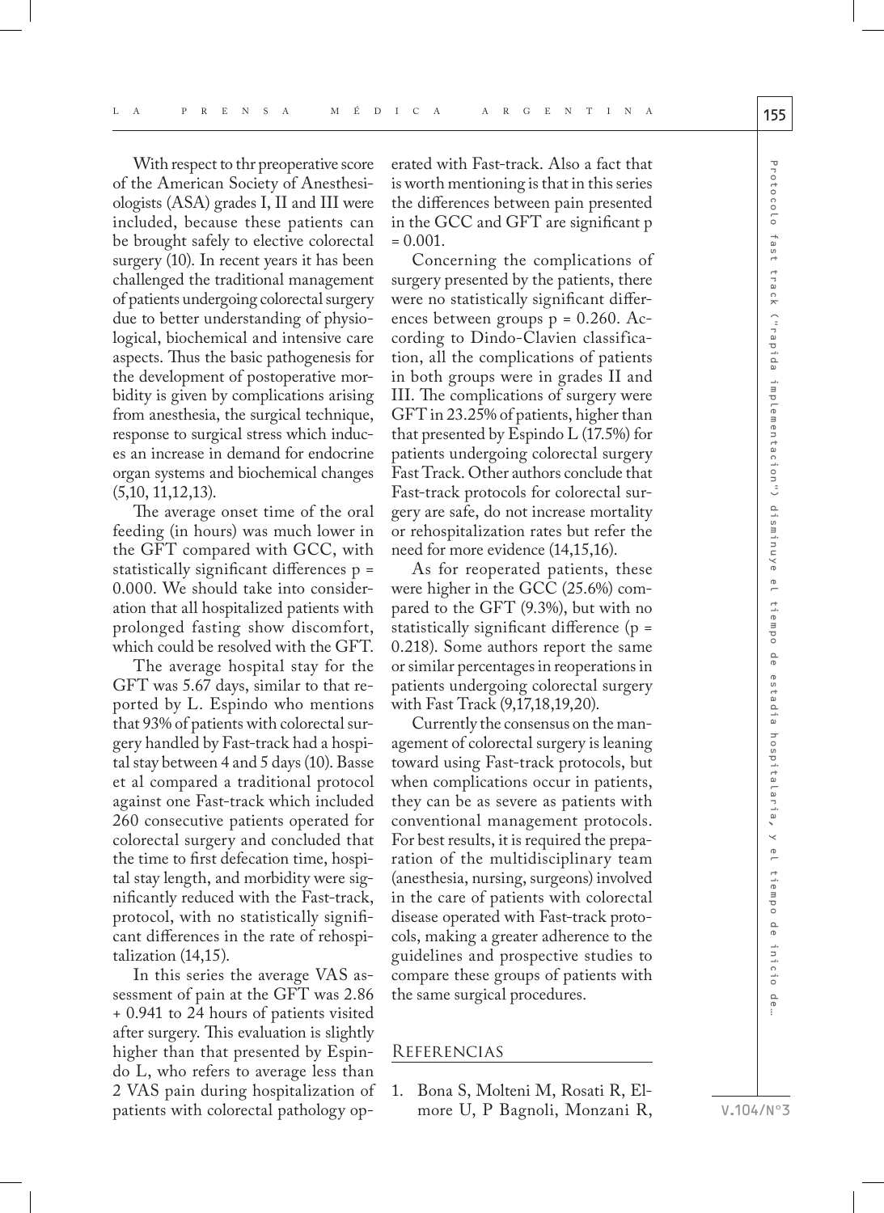With respect to thr preoperative score of the American Society of Anesthesiologists (ASA) grades I, II and III were included, because these patients can be brought safely to elective colorectal surgery (10). In recent years it has been challenged the traditional management of patients undergoing colorectal surgery due to better understanding of physiological, biochemical and intensive care aspects. Thus the basic pathogenesis for the development of postoperative morbidity is given by complications arising from anesthesia, the surgical technique, response to surgical stress which induces an increase in demand for endocrine organ systems and biochemical changes (5,10, 11,12,13).

The average onset time of the oral feeding (in hours) was much lower in the GFT compared with GCC, with statistically significant differences p = 0.000. We should take into consideration that all hospitalized patients with prolonged fasting show discomfort, which could be resolved with the GFT.

The average hospital stay for the GFT was 5.67 days, similar to that reported by L. Espindo who mentions that 93% of patients with colorectal surgery handled by Fast-track had a hospital stay between 4 and 5 days (10). Basse et al compared a traditional protocol against one Fast-track which included 260 consecutive patients operated for colorectal surgery and concluded that the time to first defecation time, hospital stay length, and morbidity were significantly reduced with the Fast-track, protocol, with no statistically significant differences in the rate of rehospitalization (14,15).

In this series the average VAS assessment of pain at the GFT was 2.86 + 0.941 to 24 hours of patients visited after surgery. This evaluation is slightly higher than that presented by Espindo L, who refers to average less than 2 VAS pain during hospitalization of patients with colorectal pathology operated with Fast-track. Also a fact that is worth mentioning is that in this series the differences between pain presented in the GCC and GFT are significant p = 0.001.

Concerning the complications of surgery presented by the patients, there were no statistically significant differences between groups p = 0.260. According to Dindo-Clavien classification, all the complications of patients in both groups were in grades II and III. The complications of surgery were GFT in 23.25% of patients, higher than that presented by Espindo L (17.5%) for patients undergoing colorectal surgery Fast Track. Other authors conclude that Fast-track protocols for colorectal surgery are safe, do not increase mortality or rehospitalization rates but refer the need for more evidence (14,15,16).

As for reoperated patients, these were higher in the GCC (25.6%) compared to the GFT (9.3%), but with no statistically significant difference (p = 0.218). Some authors report the same or similar percentages in reoperations in patients undergoing colorectal surgery with Fast Track (9,17,18,19,20).

Currently the consensus on the management of colorectal surgery is leaning toward using Fast-track protocols, but when complications occur in patients, they can be as severe as patients with conventional management protocols. For best results, it is required the preparation of the multidisciplinary team (anesthesia, nursing, surgeons) involved in the care of patients with colorectal disease operated with Fast-track protocols, making a greater adherence to the guidelines and prospective studies to compare these groups of patients with the same surgical procedures.

## Referencias

1. Bona S, Molteni M, Rosati R, Elmore U, P Bagnoli, Monzani R,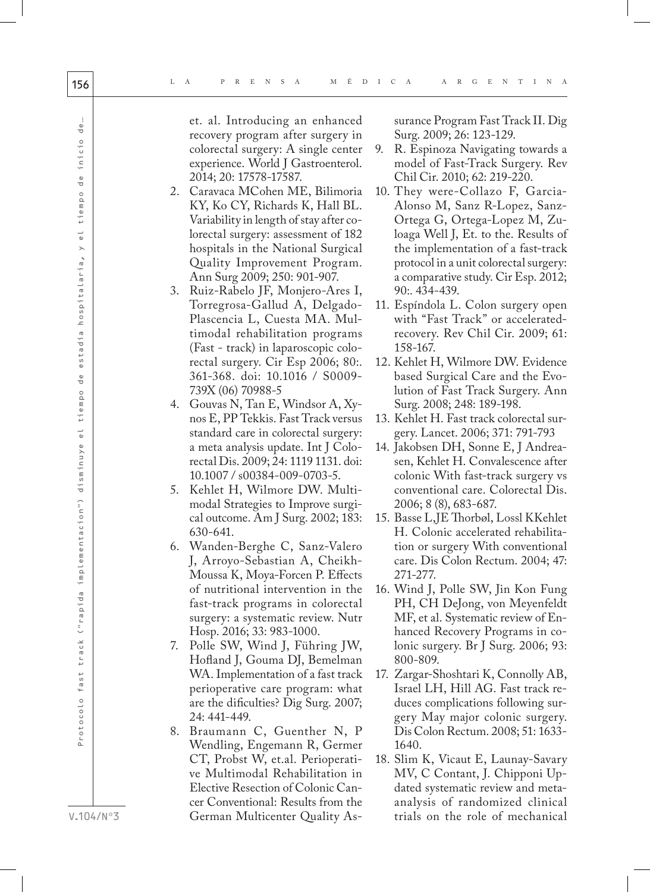et. al. Introducing an enhanced recovery program after surgery in colorectal surgery: A single center experience. World J Gastroenterol. 2014; 20: 17578-17587.

2. Caravaca MCohen ME, Bilimoria KY, Ko CY, Richards K, Hall BL. Variability in length of stay after colorectal surgery: assessment of 182 hospitals in the National Surgical Quality Improvement Program. Ann Surg 2009; 250: 901-907.
3. Ruiz-Rabelo JF, Monjero-Ares I, Torregrosa-Gallud A, Delgado-Plascencia L, Cuesta MA. Multimodal rehabilitation programs (Fast - track) in laparoscopic colorectal surgery. Cir Esp 2006; 80:. 361-368. doi: 10.1016 / S0009-739X (06) 70988-5
4. Gouvas N, Tan E, Windsor A, Xynos E, PP Tekkis. Fast Track versus standard care in colorectal surgery: a meta analysis update. Int J Colorectal Dis. 2009; 24: 1119 1131. doi: 10.1007 / s00384-009-0703-5.
5. Kehlet H, Wilmore DW. Multimodal Strategies to Improve surgical outcome. Am J Surg. 2002; 183: 630-641.
6. Wanden-Berghe C, Sanz-Valero J, Arroyo-Sebastian A, Cheikh-Moussa K, Moya-Forcen P. Effects of nutritional intervention in the fast-track programs in colorectal surgery: a systematic review. Nutr Hosp. 2016; 33: 983-1000.
7. Polle SW, Wind J, Führing JW, Hofland J, Gouma DJ, Bemelman WA. Implementation of a fast track perioperative care program: what are the dificulties? Dig Surg. 2007; 24: 441-449.
8. Braumann C, Guenther N, P Wendling, Engemann R, Germer CT, Probst W, et.al. Perioperative Multimodal Rehabilitation in Elective Resection of Colonic Cancer Conventional: Results from the German Multicenter Quality Assurance Program Fast Track II. Dig Surg. 2009; 26: 123-129.
9. R. Espinoza Navigating towards a model of Fast-Track Surgery. Rev Chil Cir. 2010; 62: 219-220.
10. They were-Collazo F, Garcia-Alonso M, Sanz R-Lopez, Sanz-Ortega G, Ortega-Lopez M, Zuloaga Well J, Et. to the. Results of the implementation of a fast-track protocol in a unit colorectal surgery: a comparative study. Cir Esp. 2012; 90:. 434-439.
11. Espíndola L. Colon surgery open with "Fast Track" or accelerated-recovery. Rev Chil Cir. 2009; 61: 158-167.
12. Kehlet H, Wilmore DW. Evidence based Surgical Care and the Evolution of Fast Track Surgery. Ann Surg. 2008; 248: 189-198.
13. Kehlet H. Fast track colorectal surgery. Lancet. 2006; 371: 791-793
14. Jakobsen DH, Sonne E, J Andreasen, Kehlet H. Convalescence after colonic With fast-track surgery vs conventional care. Colorectal Dis. 2006; 8 (8), 683-687.
15. Basse L,JE Thorbøl, Lossl KKehlet H. Colonic accelerated rehabilitation or surgery With conventional care. Dis Colon Rectum. 2004; 47: 271-277.
16. Wind J, Polle SW, Jin Kon Fung PH, CH DeJong, von Meyenfeldt MF, et al. Systematic review of Enhanced Recovery Programs in colonic surgery. Br J Surg. 2006; 93: 800-809.
17. Zargar-Shoshtari K, Connolly AB, Israel LH, Hill AG. Fast track reduces complications following surgery May major colonic surgery. Dis Colon Rectum. 2008; 51: 1633-1640.
18. Slim K, Vicaut E, Launay-Savary MV, C Contant, J. Chipponi Updated systematic review and meta-analysis of randomized clinical trials on the role of mechanical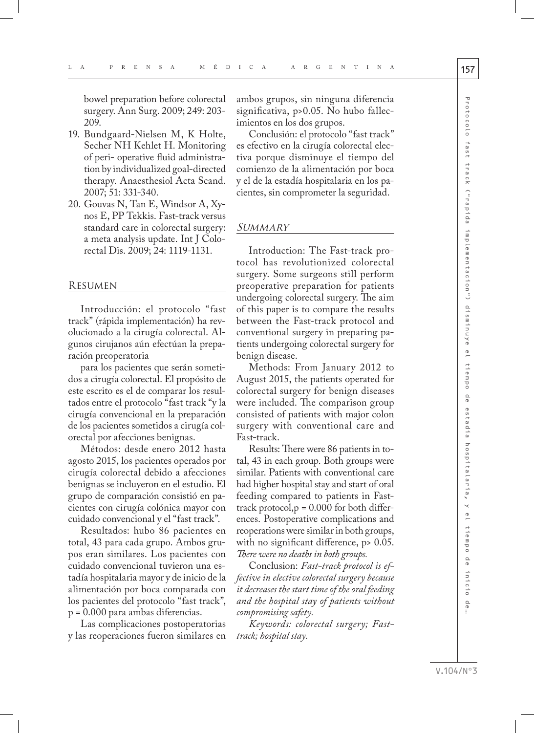bowel preparation before colorectal surgery. Ann Surg. 2009; 249: 203-209.

19. Bundgaard-Nielsen M, K Holte, Secher NH Kehlet H. Monitoring of peri- operative fluid administration by individualized goal-directed therapy. Anaesthesiol Acta Scand. 2007; 51: 331-340.
20. Gouvas N, Tan E, Windsor A, Xynos E, PP Tekkis. Fast-track versus standard care in colorectal surgery: a meta analysis update. Int J Colorectal Dis. 2009; 24: 1119-1131.

## Resumen

Introducción: el protocolo "fast track" (rápida implementación) ha revolucionado a la cirugía colorectal. Algunos cirujanos aún efectúan la preparación preoperatoria

para los pacientes que serán sometidos a cirugía colorectal. El propósito de este escrito es el de comparar los resultados entre el protocolo "fast track "y la cirugía convencional en la preparación de los pacientes sometidos a cirugía colorectal por afecciones benignas.

Métodos: desde enero 2012 hasta agosto 2015, los pacientes operados por cirugía colorectal debido a afecciones benignas se incluyeron en el estudio. El grupo de comparación consistió en pacientes con cirugía colónica mayor con cuidado convencional y el "fast track".

Resultados: hubo 86 pacientes en total, 43 para cada grupo. Ambos grupos eran similares. Los pacientes con cuidado convencional tuvieron una estadía hospitalaria mayor y de inicio de la alimentación por boca comparada con los pacientes del protocolo "fast track", $p = 0.000$ para ambas diferencias.

Las complicaciones postoperatorias y las reoperaciones fueron similares en ambos grupos, sin ninguna diferencia significativa, $p>0.05$. No hubo fallecimientos en los dos grupos.

Conclusión: el protocolo "fast track" es efectivo en la cirugía colorectal electiva porque disminuye el tiempo del comienzo de la alimentación por boca y el de la estadía hospitalaria en los pacientes, sin comprometer la seguridad.

## *Summary*

Introduction: The Fast-track protocol has revolutionized colorectal surgery. Some surgeons still perform preoperative preparation for patients undergoing colorectal surgery. The aim of this paper is to compare the results between the Fast-track protocol and conventional surgery in preparing patients undergoing colorectal surgery for benign disease.

Methods: From January 2012 to August 2015, the patients operated for colorectal surgery for benign diseases were included. The comparison group consisted of patients with major colon surgery with conventional care and Fast-track.

Results: There were 86 patients in total, 43 in each group. Both groups were similar. Patients with conventional care had higher hospital stay and start of oral feeding compared to patients in Fast-track protocol,$p = 0.000$ for both differences. Postoperative complications and reoperations were similar in both groups, with no significant difference, $p> 0.05$. *There were no deaths in both groups.*

Conclusion: *Fast-track protocol is effective in elective colorectal surgery because it decreases the start time of the oral feeding and the hospital stay of patients without compromising safety.*

*Keywords: colorectal surgery; Fast-track; hospital stay.*